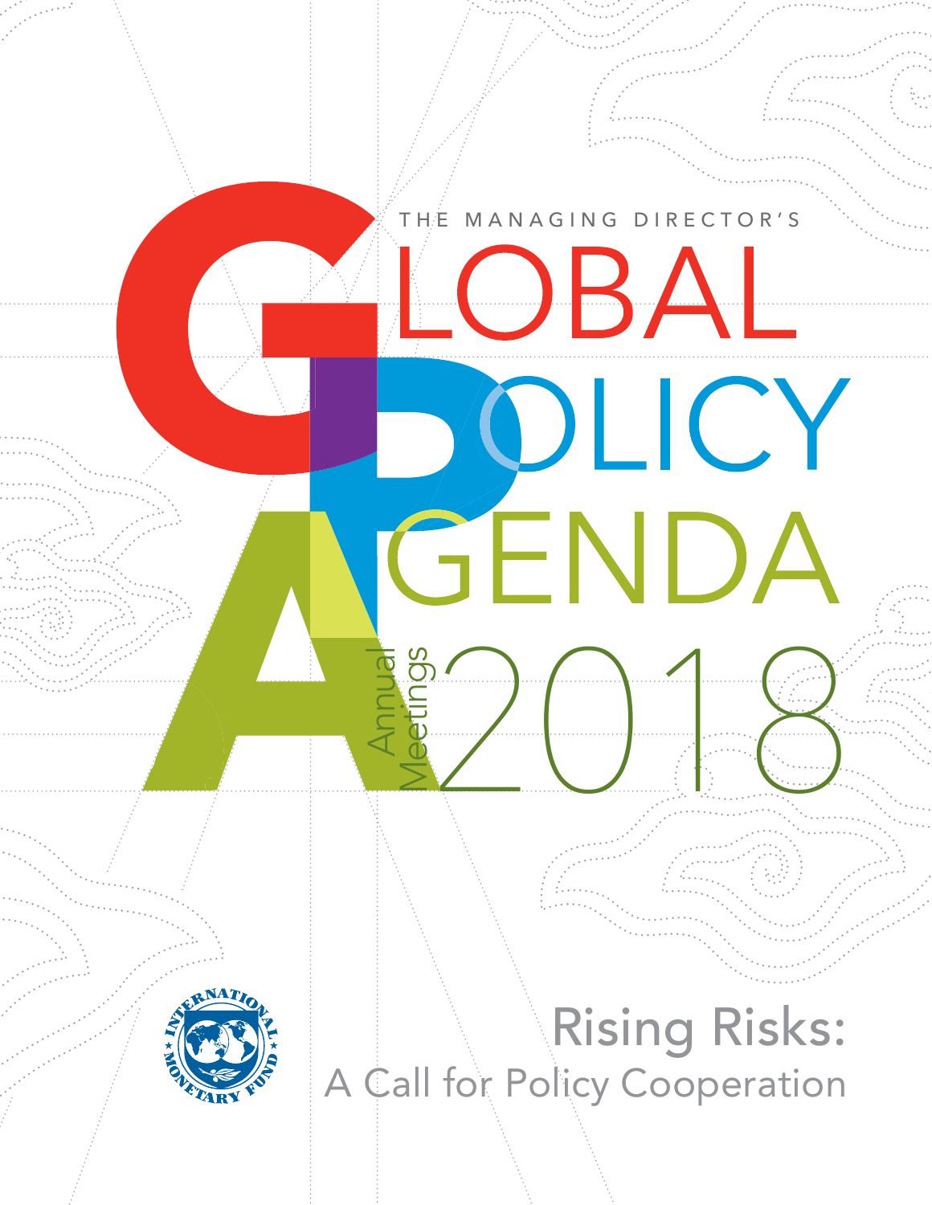THE MANAGING DIRECTOR'S

# GLOBAL POLICY AGENDA

Annual Meetings 2018

## Rising Risks:

### A Call for Policy Cooperation

INTERNATIONAL MONETARY FUND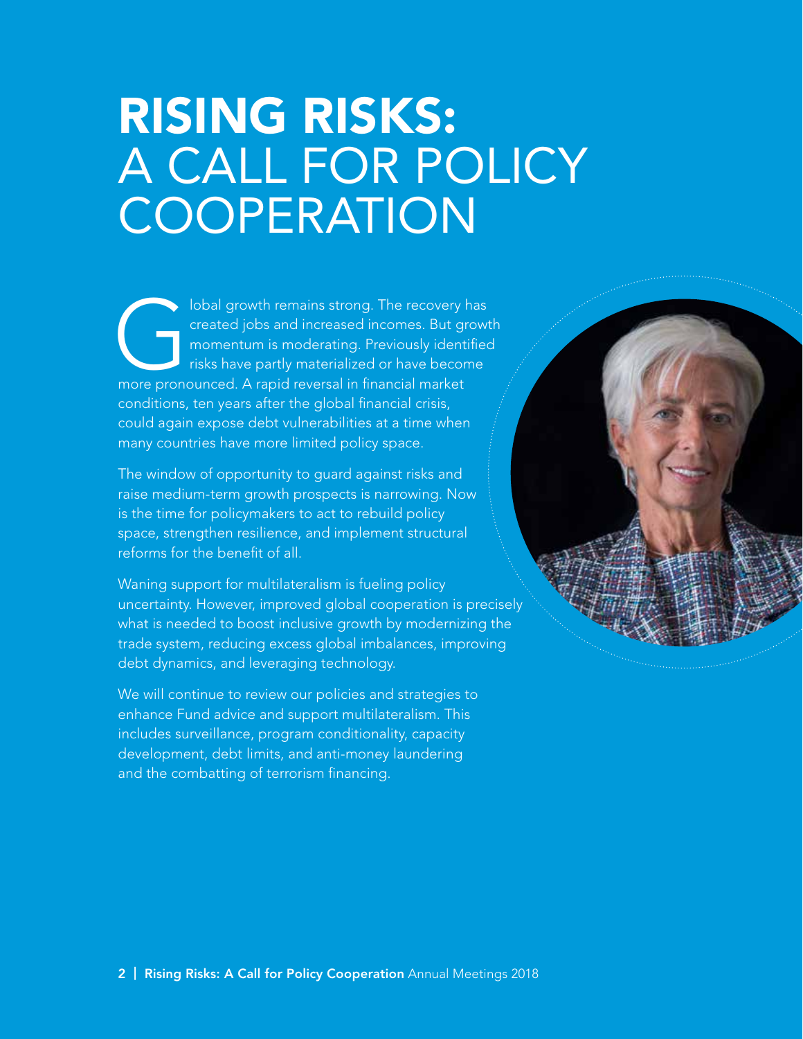# RISING RISKS: A CALL FOR POLICY COOPERATION

Global growth remains strong. The recovery has created jobs and increased incomes. But growth momentum is moderating. Previously identified risks have partly materialized or have become more pronounced. A rapid reversal in financial market conditions, ten years after the global financial crisis, could again expose debt vulnerabilities at a time when many countries have more limited policy space.

The window of opportunity to guard against risks and raise medium-term growth prospects is narrowing. Now is the time for policymakers to act to rebuild policy space, strengthen resilience, and implement structural reforms for the benefit of all.

Waning support for multilateralism is fueling policy uncertainty. However, improved global cooperation is precisely what is needed to boost inclusive growth by modernizing the trade system, reducing excess global imbalances, improving debt dynamics, and leveraging technology.

We will continue to review our policies and strategies to enhance Fund advice and support multilateralism. This includes surveillance, program conditionality, capacity development, debt limits, and anti-money laundering and the combatting of terrorism financing.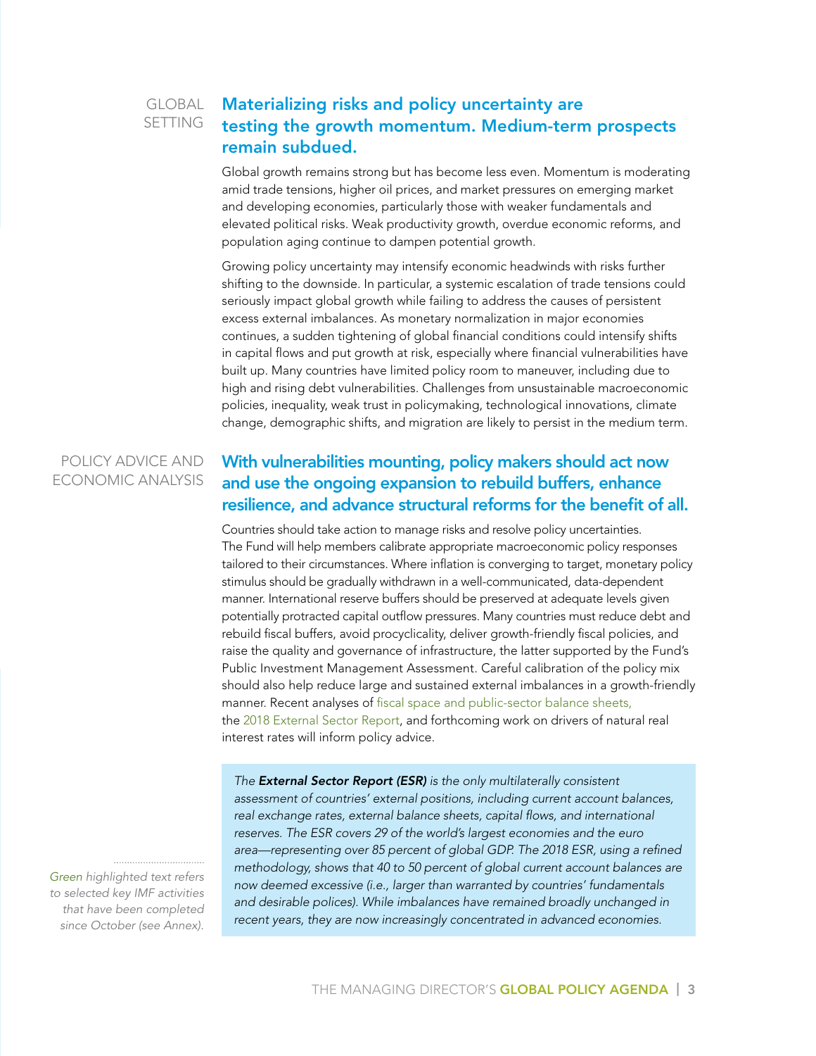GLOBAL SETTING

## Materializing risks and policy uncertainty are testing the growth momentum. Medium-term prospects remain subdued.

Global growth remains strong but has become less even. Momentum is moderating amid trade tensions, higher oil prices, and market pressures on emerging market and developing economies, particularly those with weaker fundamentals and elevated political risks. Weak productivity growth, overdue economic reforms, and population aging continue to dampen potential growth.

Growing policy uncertainty may intensify economic headwinds with risks further shifting to the downside. In particular, a systemic escalation of trade tensions could seriously impact global growth while failing to address the causes of persistent excess external imbalances. As monetary normalization in major economies continues, a sudden tightening of global financial conditions could intensify shifts in capital flows and put growth at risk, especially where financial vulnerabilities have built up. Many countries have limited policy room to maneuver, including due to high and rising debt vulnerabilities. Challenges from unsustainable macroeconomic policies, inequality, weak trust in policymaking, technological innovations, climate change, demographic shifts, and migration are likely to persist in the medium term.

POLICY ADVICE AND ECONOMIC ANALYSIS

## With vulnerabilities mounting, policy makers should act now and use the ongoing expansion to rebuild buffers, enhance resilience, and advance structural reforms for the benefit of all.

Countries should take action to manage risks and resolve policy uncertainties. The Fund will help members calibrate appropriate macroeconomic policy responses tailored to their circumstances. Where inflation is converging to target, monetary policy stimulus should be gradually withdrawn in a well-communicated, data-dependent manner. International reserve buffers should be preserved at adequate levels given potentially protracted capital outflow pressures. Many countries must reduce debt and rebuild fiscal buffers, avoid procyclicality, deliver growth-friendly fiscal policies, and raise the quality and governance of infrastructure, the latter supported by the Fund's Public Investment Management Assessment. Careful calibration of the policy mix should also help reduce large and sustained external imbalances in a growth-friendly manner. Recent analyses of fiscal space and public-sector balance sheets, the 2018 External Sector Report, and forthcoming work on drivers of natural real interest rates will inform policy advice.

*The **External Sector Report (ESR)** is the only multilaterally consistent assessment of countries' external positions, including current account balances, real exchange rates, external balance sheets, capital flows, and international reserves. The ESR covers 29 of the world's largest economies and the euro area—representing over 85 percent of global GDP. The 2018 ESR, using a refined methodology, shows that 40 to 50 percent of global current account balances are now deemed excessive (i.e., larger than warranted by countries' fundamentals and desirable polices). While imbalances have remained broadly unchanged in recent years, they are now increasingly concentrated in advanced economies.*

*Green highlighted text refers to selected key IMF activities that have been completed since October (see Annex).*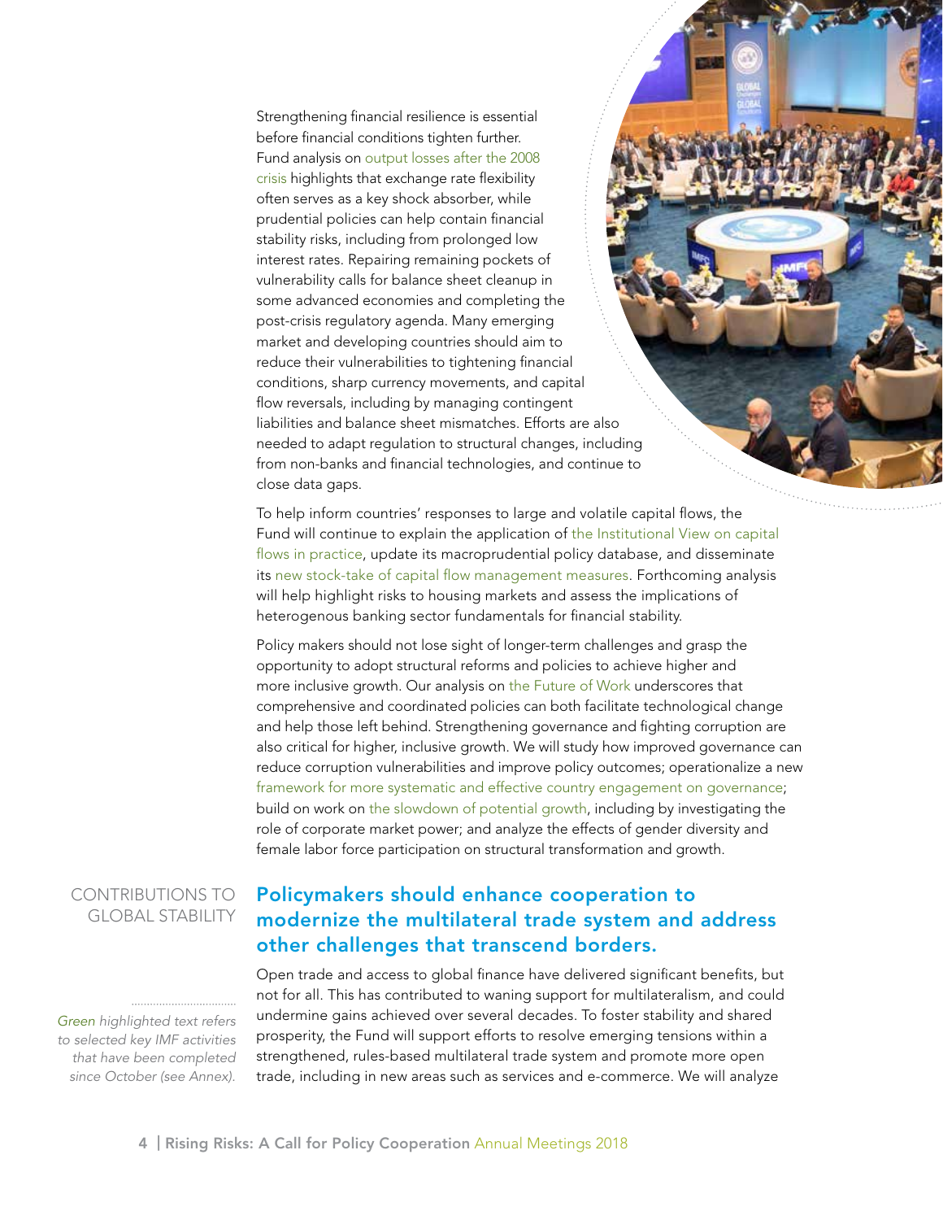Strengthening financial resilience is essential before financial conditions tighten further. Fund analysis on output losses after the 2008 crisis highlights that exchange rate flexibility often serves as a key shock absorber, while prudential policies can help contain financial stability risks, including from prolonged low interest rates. Repairing remaining pockets of vulnerability calls for balance sheet cleanup in some advanced economies and completing the post-crisis regulatory agenda. Many emerging market and developing countries should aim to reduce their vulnerabilities to tightening financial conditions, sharp currency movements, and capital flow reversals, including by managing contingent liabilities and balance sheet mismatches. Efforts are also needed to adapt regulation to structural changes, including from non-banks and financial technologies, and continue to close data gaps.

To help inform countries' responses to large and volatile capital flows, the Fund will continue to explain the application of the Institutional View on capital flows in practice, update its macroprudential policy database, and disseminate its new stock-take of capital flow management measures. Forthcoming analysis will help highlight risks to housing markets and assess the implications of heterogenous banking sector fundamentals for financial stability.

Policy makers should not lose sight of longer-term challenges and grasp the opportunity to adopt structural reforms and policies to achieve higher and more inclusive growth. Our analysis on the Future of Work underscores that comprehensive and coordinated policies can both facilitate technological change and help those left behind. Strengthening governance and fighting corruption are also critical for higher, inclusive growth. We will study how improved governance can reduce corruption vulnerabilities and improve policy outcomes; operationalize a new framework for more systematic and effective country engagement on governance; build on work on the slowdown of potential growth, including by investigating the role of corporate market power; and analyze the effects of gender diversity and female labor force participation on structural transformation and growth.

## CONTRIBUTIONS TO GLOBAL STABILITY

### Policymakers should enhance cooperation to modernize the multilateral trade system and address other challenges that transcend borders.

Open trade and access to global finance have delivered significant benefits, but not for all. This has contributed to waning support for multilateralism, and could undermine gains achieved over several decades. To foster stability and shared prosperity, the Fund will support efforts to resolve emerging tensions within a strengthened, rules-based multilateral trade system and promote more open trade, including in new areas such as services and e-commerce. We will analyze

*Green highlighted text refers to selected key IMF activities that have been completed since October (see Annex).*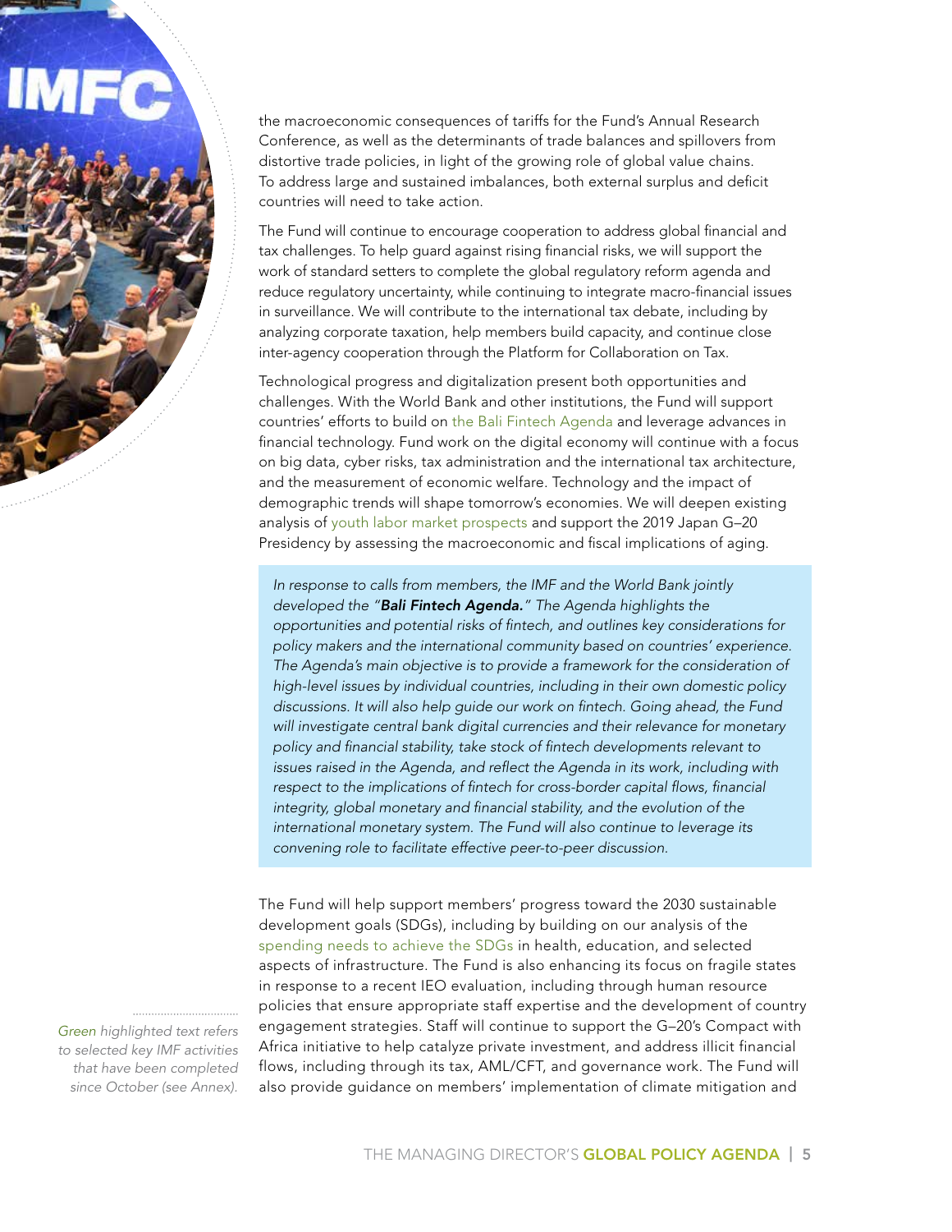the macroeconomic consequences of tariffs for the Fund's Annual Research Conference, as well as the determinants of trade balances and spillovers from distortive trade policies, in light of the growing role of global value chains. To address large and sustained imbalances, both external surplus and deficit countries will need to take action.

The Fund will continue to encourage cooperation to address global financial and tax challenges. To help guard against rising financial risks, we will support the work of standard setters to complete the global regulatory reform agenda and reduce regulatory uncertainty, while continuing to integrate macro-financial issues in surveillance. We will contribute to the international tax debate, including by analyzing corporate taxation, help members build capacity, and continue close inter-agency cooperation through the Platform for Collaboration on Tax.

Technological progress and digitalization present both opportunities and challenges. With the World Bank and other institutions, the Fund will support countries' efforts to build on the Bali Fintech Agenda and leverage advances in financial technology. Fund work on the digital economy will continue with a focus on big data, cyber risks, tax administration and the international tax architecture, and the measurement of economic welfare. Technology and the impact of demographic trends will shape tomorrow's economies. We will deepen existing analysis of youth labor market prospects and support the 2019 Japan G–20 Presidency by assessing the macroeconomic and fiscal implications of aging.

> *In response to calls from members, the IMF and the World Bank jointly developed the "**Bali Fintech Agenda.**" The Agenda highlights the opportunities and potential risks of fintech, and outlines key considerations for policy makers and the international community based on countries' experience. The Agenda's main objective is to provide a framework for the consideration of high-level issues by individual countries, including in their own domestic policy discussions. It will also help guide our work on fintech. Going ahead, the Fund will investigate central bank digital currencies and their relevance for monetary policy and financial stability, take stock of fintech developments relevant to issues raised in the Agenda, and reflect the Agenda in its work, including with respect to the implications of fintech for cross-border capital flows, financial integrity, global monetary and financial stability, and the evolution of the international monetary system. The Fund will also continue to leverage its convening role to facilitate effective peer-to-peer discussion.*

The Fund will help support members' progress toward the 2030 sustainable development goals (SDGs), including by building on our analysis of the spending needs to achieve the SDGs in health, education, and selected aspects of infrastructure. The Fund is also enhancing its focus on fragile states in response to a recent IEO evaluation, including through human resource policies that ensure appropriate staff expertise and the development of country engagement strategies. Staff will continue to support the G–20's Compact with Africa initiative to help catalyze private investment, and address illicit financial flows, including through its tax, AML/CFT, and governance work. The Fund will also provide guidance on members' implementation of climate mitigation and

*Green highlighted text refers to selected key IMF activities that have been completed since October (see Annex).*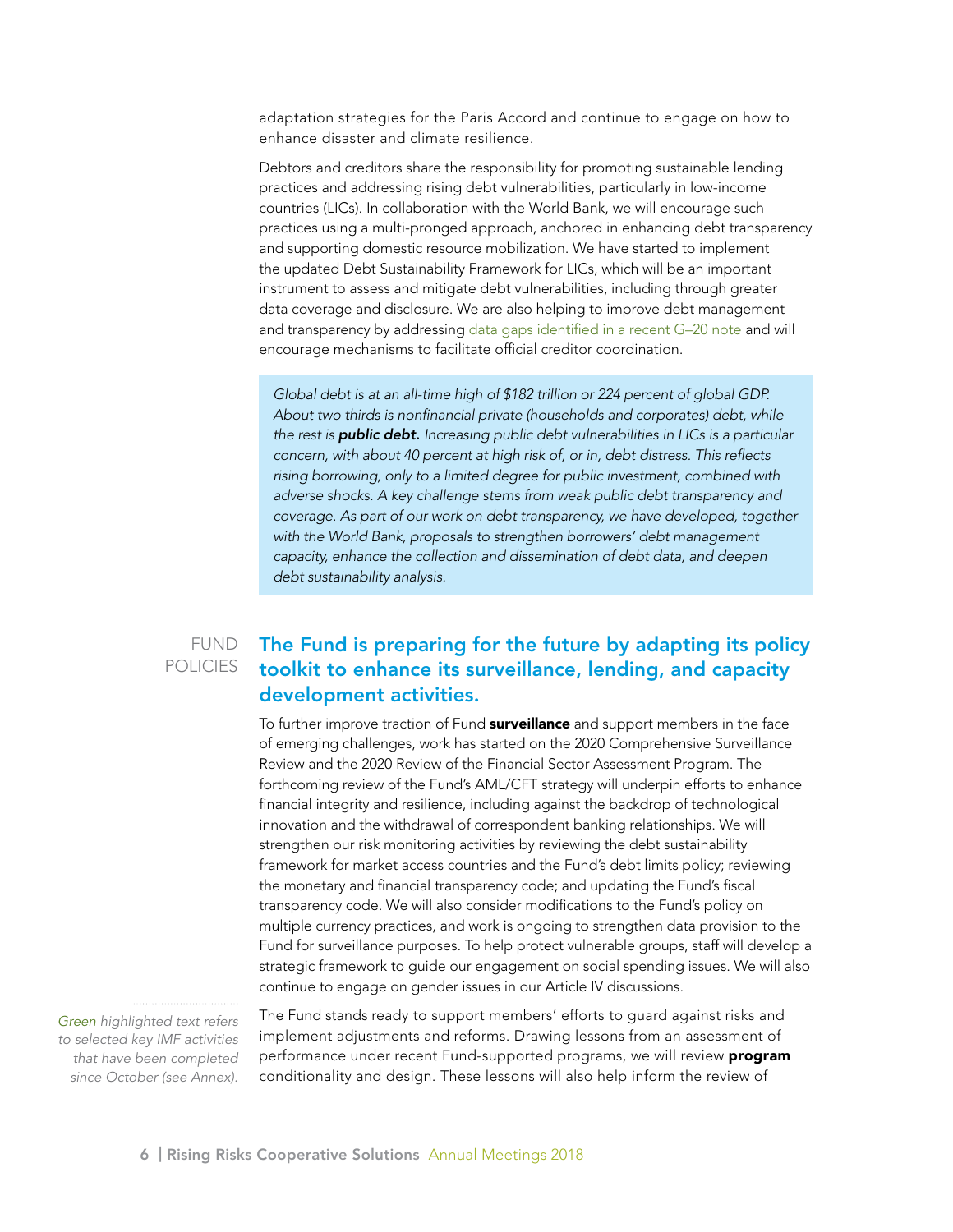adaptation strategies for the Paris Accord and continue to engage on how to enhance disaster and climate resilience.

Debtors and creditors share the responsibility for promoting sustainable lending practices and addressing rising debt vulnerabilities, particularly in low-income countries (LICs). In collaboration with the World Bank, we will encourage such practices using a multi-pronged approach, anchored in enhancing debt transparency and supporting domestic resource mobilization. We have started to implement the updated Debt Sustainability Framework for LICs, which will be an important instrument to assess and mitigate debt vulnerabilities, including through greater data coverage and disclosure. We are also helping to improve debt management and transparency by addressing data gaps identified in a recent G–20 note and will encourage mechanisms to facilitate official creditor coordination.

> *Global debt is at an all-time high of $182 trillion or 224 percent of global GDP. About two thirds is nonfinancial private (households and corporates) debt, while the rest is* ***public debt.*** *Increasing public debt vulnerabilities in LICs is a particular concern, with about 40 percent at high risk of, or in, debt distress. This reflects rising borrowing, only to a limited degree for public investment, combined with adverse shocks. A key challenge stems from weak public debt transparency and coverage. As part of our work on debt transparency, we have developed, together with the World Bank, proposals to strengthen borrowers' debt management capacity, enhance the collection and dissemination of debt data, and deepen debt sustainability analysis.*

FUND POLICIES

## The Fund is preparing for the future by adapting its policy toolkit to enhance its surveillance, lending, and capacity development activities.

To further improve traction of Fund **surveillance** and support members in the face of emerging challenges, work has started on the 2020 Comprehensive Surveillance Review and the 2020 Review of the Financial Sector Assessment Program. The forthcoming review of the Fund's AML/CFT strategy will underpin efforts to enhance financial integrity and resilience, including against the backdrop of technological innovation and the withdrawal of correspondent banking relationships. We will strengthen our risk monitoring activities by reviewing the debt sustainability framework for market access countries and the Fund's debt limits policy; reviewing the monetary and financial transparency code; and updating the Fund's fiscal transparency code. We will also consider modifications to the Fund's policy on multiple currency practices, and work is ongoing to strengthen data provision to the Fund for surveillance purposes. To help protect vulnerable groups, staff will develop a strategic framework to guide our engagement on social spending issues. We will also continue to engage on gender issues in our Article IV discussions.

*Green highlighted text refers to selected key IMF activities that have been completed since October (see Annex).*

The Fund stands ready to support members' efforts to guard against risks and implement adjustments and reforms. Drawing lessons from an assessment of performance under recent Fund-supported programs, we will review **program** conditionality and design. These lessons will also help inform the review of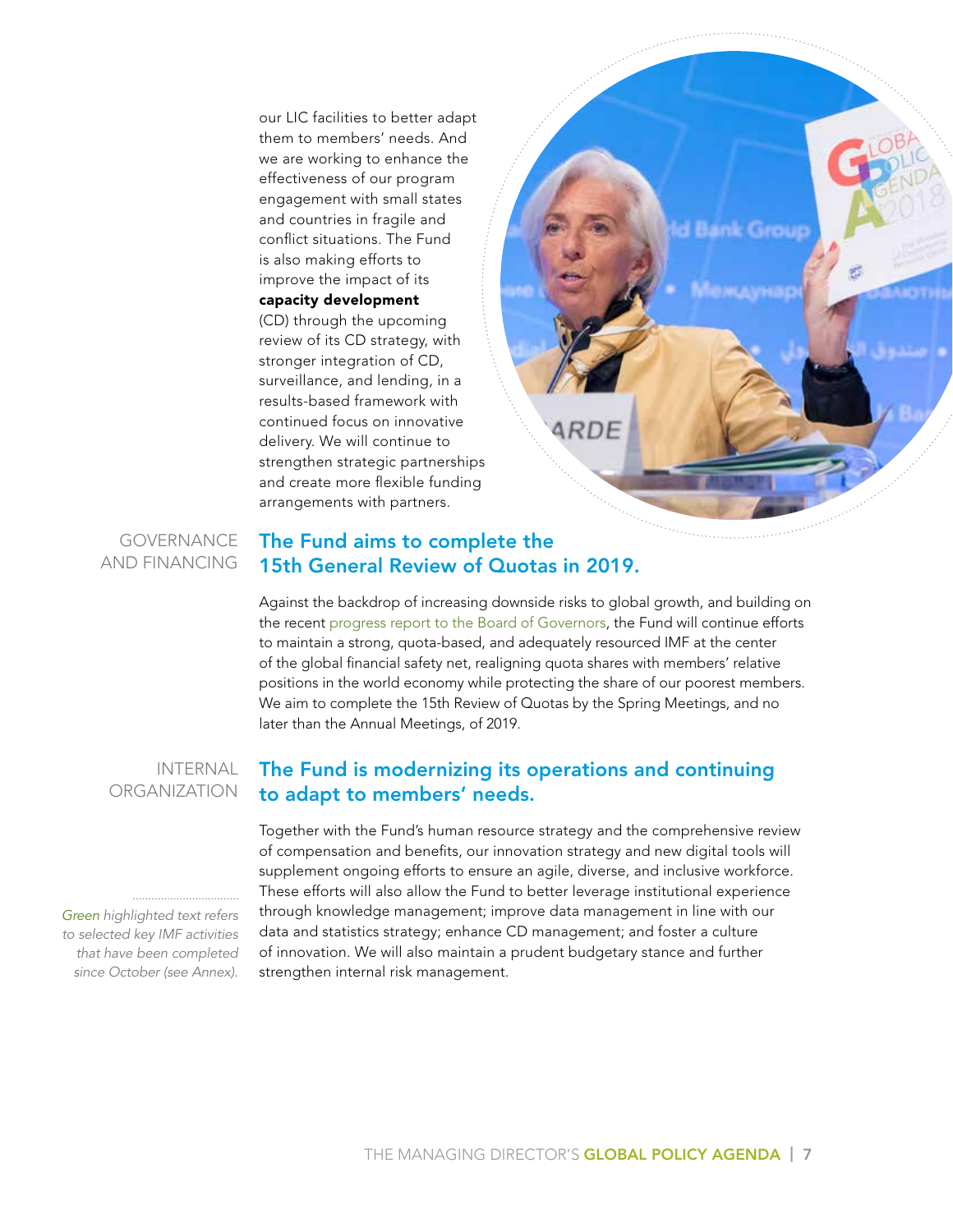our LIC facilities to better adapt them to members' needs. And we are working to enhance the effectiveness of our program engagement with small states and countries in fragile and conflict situations. The Fund is also making efforts to improve the impact of its **capacity development** (CD) through the upcoming review of its CD strategy, with stronger integration of CD, surveillance, and lending, in a results-based framework with continued focus on innovative delivery. We will continue to strengthen strategic partnerships and create more flexible funding arrangements with partners.

GOVERNANCE AND FINANCING

## The Fund aims to complete the 15th General Review of Quotas in 2019.

Against the backdrop of increasing downside risks to global growth, and building on the recent progress report to the Board of Governors, the Fund will continue efforts to maintain a strong, quota-based, and adequately resourced IMF at the center of the global financial safety net, realigning quota shares with members' relative positions in the world economy while protecting the share of our poorest members. We aim to complete the 15th Review of Quotas by the Spring Meetings, and no later than the Annual Meetings, of 2019.

INTERNAL ORGANIZATION

## The Fund is modernizing its operations and continuing to adapt to members' needs.

Together with the Fund's human resource strategy and the comprehensive review of compensation and benefits, our innovation strategy and new digital tools will supplement ongoing efforts to ensure an agile, diverse, and inclusive workforce. These efforts will also allow the Fund to better leverage institutional experience through knowledge management; improve data management in line with our data and statistics strategy; enhance CD management; and foster a culture of innovation. We will also maintain a prudent budgetary stance and further strengthen internal risk management.

*Green highlighted text refers to selected key IMF activities that have been completed since October (see Annex).*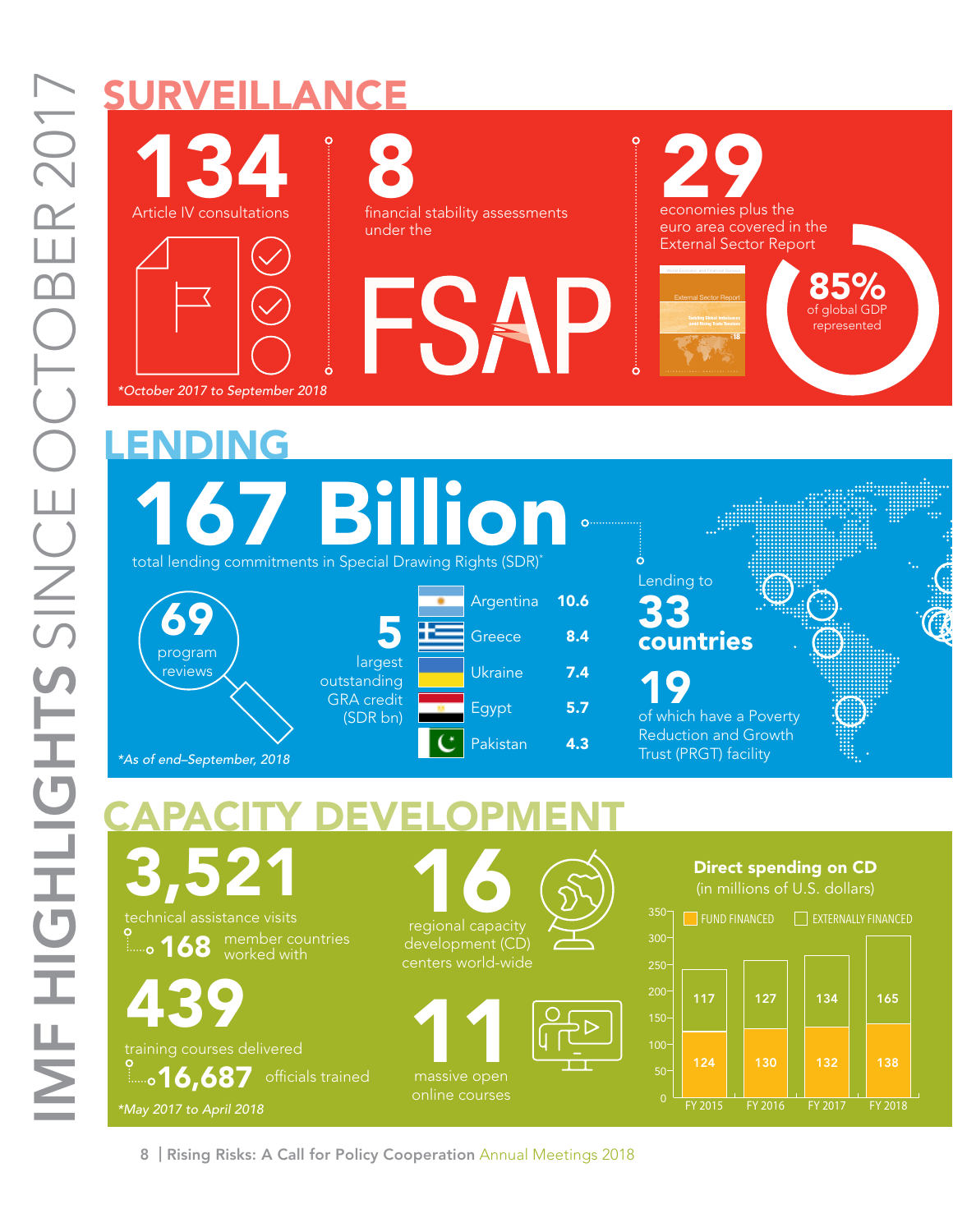# IMF HIGHLIGHTS SINCE OCTOBER 2017

## SURVEILLANCE

**134** Article IV consultations

**8** financial stability assessments under the **FSAP**

**29** economies plus the euro area covered in the External Sector Report

**85%** of global GDP represented

*October 2017 to September 2018

## LENDING

**167 Billion** total lending commitments in Special Drawing Rights (SDR)*

**69** program reviews

**5** largest outstanding GRA credit (SDR bn)

| Country | SDR bn |
|---|---|
| Argentina | 10.6 |
| Greece | 8.4 |
| Ukraine | 7.4 |
| Egypt | 5.7 |
| Pakistan | 4.3 |

Lending to **33 countries**

**19** of which have a Poverty Reduction and Growth Trust (PRGT) facility

*As of end–September, 2018

## CAPACITY DEVELOPMENT

**3,521** technical assistance visits

**168** member countries worked with

**439** training courses delivered

**16,687** officials trained

**16** regional capacity development (CD) centers world-wide

**11** massive open online courses

*May 2017 to April 2018

**Direct spending on CD** (in millions of U.S. dollars)

| | FY 2015 | FY 2016 | FY 2017 | FY 2018 |
|---|---|---|---|---|
| Fund financed | 124 | 130 | 132 | 138 |
| Externally financed | 117 | 127 | 134 | 165 |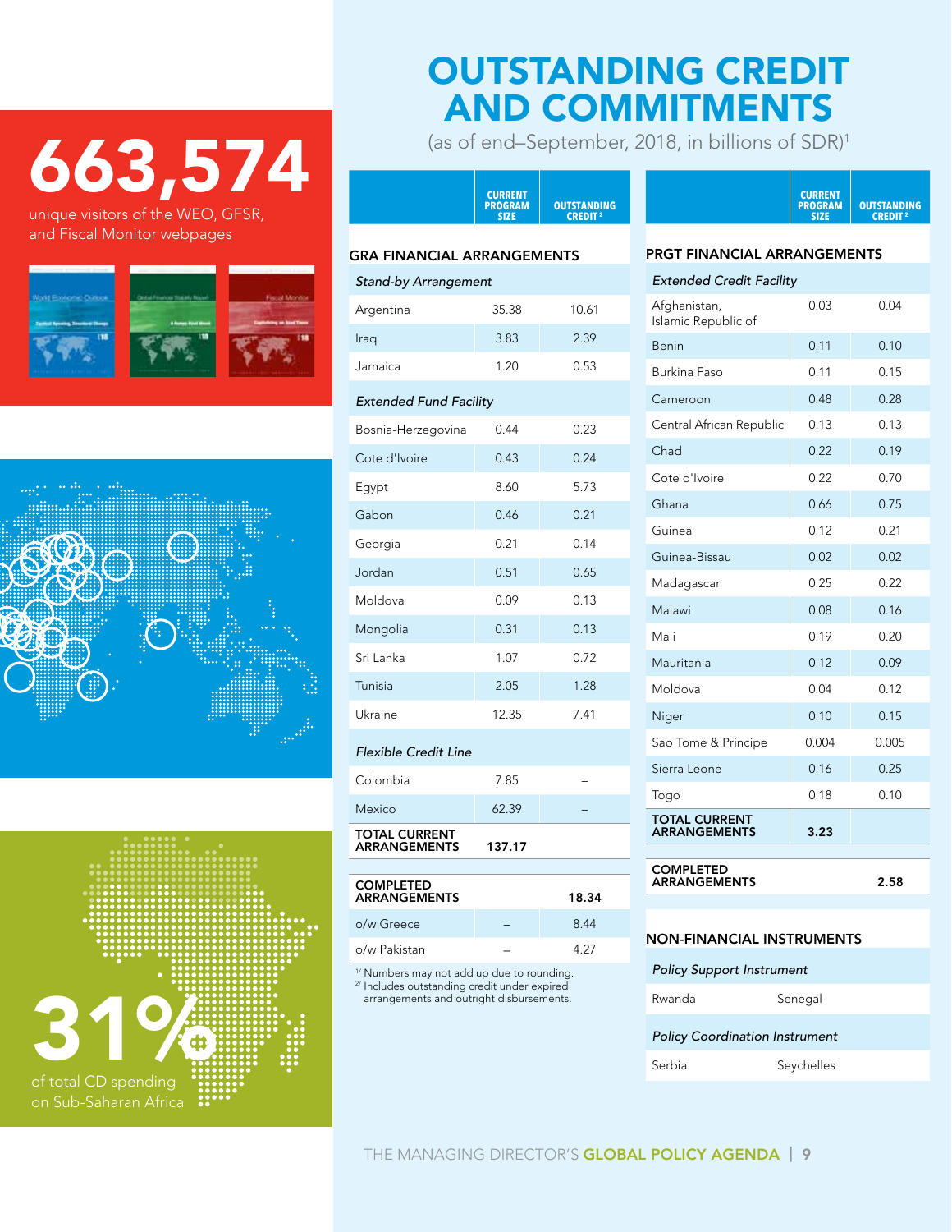663,574

unique visitors of the WEO, GFSR, and Fiscal Monitor webpages

31%

of total CD spending on Sub-Saharan Africa

# OUTSTANDING CREDIT AND COMMITMENTS

(as of end–September, 2018, in billions of SDR)[1]

| | CURRENT PROGRAM SIZE | OUTSTANDING CREDIT[2] |
|---|---|---|
| **GRA FINANCIAL ARRANGEMENTS** | | |
| *Stand-by Arrangement* | | |
| Argentina | 35.38 | 10.61 |
| Iraq | 3.83 | 2.39 |
| Jamaica | 1.20 | 0.53 |
| *Extended Fund Facility* | | |
| Bosnia-Herzegovina | 0.44 | 0.23 |
| Cote d'Ivoire | 0.43 | 0.24 |
| Egypt | 8.60 | 5.73 |
| Gabon | 0.46 | 0.21 |
| Georgia | 0.21 | 0.14 |
| Jordan | 0.51 | 0.65 |
| Moldova | 0.09 | 0.13 |
| Mongolia | 0.31 | 0.13 |
| Sri Lanka | 1.07 | 0.72 |
| Tunisia | 2.05 | 1.28 |
| Ukraine | 12.35 | 7.41 |
| *Flexible Credit Line* | | |
| Colombia | 7.85 | – |
| Mexico | 62.39 | – |
| **TOTAL CURRENT ARRANGEMENTS** | **137.17** | |
| **COMPLETED ARRANGEMENTS** | | **18.34** |
| o/w Greece | – | 8.44 |
| o/w Pakistan | – | 4.27 |

[1] Numbers may not add up due to rounding.
[2] Includes outstanding credit under expired arrangements and outright disbursements.

| | CURRENT PROGRAM SIZE | OUTSTANDING CREDIT[2] |
|---|---|---|
| **PRGT FINANCIAL ARRANGEMENTS** | | |
| *Extended Credit Facility* | | |
| Afghanistan, Islamic Republic of | 0.03 | 0.04 |
| Benin | 0.11 | 0.10 |
| Burkina Faso | 0.11 | 0.15 |
| Cameroon | 0.48 | 0.28 |
| Central African Republic | 0.13 | 0.13 |
| Chad | 0.22 | 0.19 |
| Cote d'Ivoire | 0.22 | 0.70 |
| Ghana | 0.66 | 0.75 |
| Guinea | 0.12 | 0.21 |
| Guinea-Bissau | 0.02 | 0.02 |
| Madagascar | 0.25 | 0.22 |
| Malawi | 0.08 | 0.16 |
| Mali | 0.19 | 0.20 |
| Mauritania | 0.12 | 0.09 |
| Moldova | 0.04 | 0.12 |
| Niger | 0.10 | 0.15 |
| Sao Tome & Principe | 0.004 | 0.005 |
| Sierra Leone | 0.16 | 0.25 |
| Togo | 0.18 | 0.10 |
| **TOTAL CURRENT ARRANGEMENTS** | **3.23** | |
| **COMPLETED ARRANGEMENTS** | | **2.58** |

**NON-FINANCIAL INSTRUMENTS**

| | |
|---|---|
| *Policy Support Instrument* | |
| Rwanda | Senegal |
| *Policy Coordination Instrument* | |
| Serbia | Seychelles |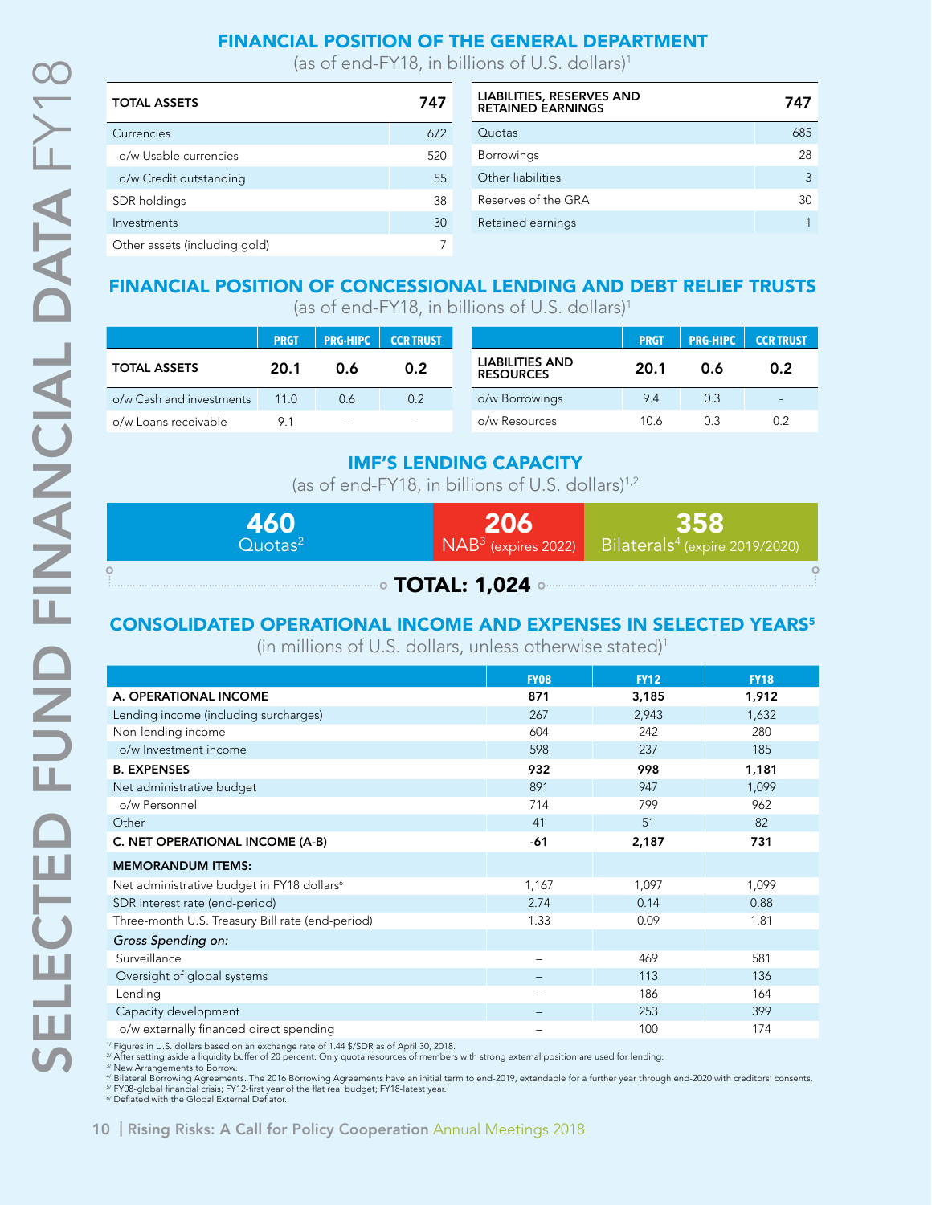## FINANCIAL POSITION OF THE GENERAL DEPARTMENT

(as of end-FY18, in billions of U.S. dollars)[1]

| TOTAL ASSETS | 747 |
|---|---|
| Currencies | 672 |
| o/w Usable currencies | 520 |
| o/w Credit outstanding | 55 |
| SDR holdings | 38 |
| Investments | 30 |
| Other assets (including gold) | 7 |

| LIABILITIES, RESERVES AND RETAINED EARNINGS | 747 |
|---|---|
| Quotas | 685 |
| Borrowings | 28 |
| Other liabilities | 3 |
| Reserves of the GRA | 30 |
| Retained earnings | 1 |

## FINANCIAL POSITION OF CONCESSIONAL LENDING AND DEBT RELIEF TRUSTS

(as of end-FY18, in billions of U.S. dollars)[1]

| | PRGT | PRG-HIPC | CCR TRUST |
|---|---|---|---|
| TOTAL ASSETS | 20.1 | 0.6 | 0.2 |
| o/w Cash and investments | 11.0 | 0.6 | 0.2 |
| o/w Loans receivable | 9.1 | - | - |

| | PRGT | PRG-HIPC | CCR TRUST |
|---|---|---|---|
| LIABILITIES AND RESOURCES | 20.1 | 0.6 | 0.2 |
| o/w Borrowings | 9.4 | 0.3 | - |
| o/w Resources | 10.6 | 0.3 | 0.2 |

## IMF'S LENDING CAPACITY

(as of end-FY18, in billions of U.S. dollars)[1,2]

| 460 | 206 | 358 |
|---|---|---|
| Quotas[2] | NAB[3] (expires 2022) | Bilaterals[4] (expire 2019/2020) |

**TOTAL: 1,024**

## CONSOLIDATED OPERATIONAL INCOME AND EXPENSES IN SELECTED YEARS[5]

(in millions of U.S. dollars, unless otherwise stated)[1]

| | FY08 | FY12 | FY18 |
|---|---|---|---|
| **A. OPERATIONAL INCOME** | **871** | **3,185** | **1,912** |
| Lending income (including surcharges) | 267 | 2,943 | 1,632 |
| Non-lending income | 604 | 242 | 280 |
| o/w Investment income | 598 | 237 | 185 |
| **B. EXPENSES** | **932** | **998** | **1,181** |
| Net administrative budget | 891 | 947 | 1,099 |
| o/w Personnel | 714 | 799 | 962 |
| Other | 41 | 51 | 82 |
| **C. NET OPERATIONAL INCOME (A-B)** | **-61** | **2,187** | **731** |
| **MEMORANDUM ITEMS:** | | | |
| Net administrative budget in FY18 dollars[6] | 1,167 | 1,097 | 1,099 |
| SDR interest rate (end-period) | 2.74 | 0.14 | 0.88 |
| Three-month U.S. Treasury Bill rate (end-period) | 1.33 | 0.09 | 1.81 |
| *Gross Spending on:* | | | |
| Surveillance | – | 469 | 581 |
| Oversight of global systems | – | 113 | 136 |
| Lending | – | 186 | 164 |
| Capacity development | – | 253 | 399 |
| o/w externally financed direct spending | – | 100 | 174 |

1/ Figures in U.S. dollars based on an exchange rate of 1.44 $/SDR as of April 30, 2018.
2/ After setting aside a liquidity buffer of 20 percent. Only quota resources of members with strong external position are used for lending.
3/ New Arrangements to Borrow.
4/ Bilateral Borrowing Agreements. The 2016 Borrowing Agreements have an initial term to end-2019, extendable for a further year through end-2020 with creditors' consents.
5/ FY08-global financial crisis; FY12-first year of the flat real budget; FY18-latest year.
6/ Deflated with the Global External Deflator.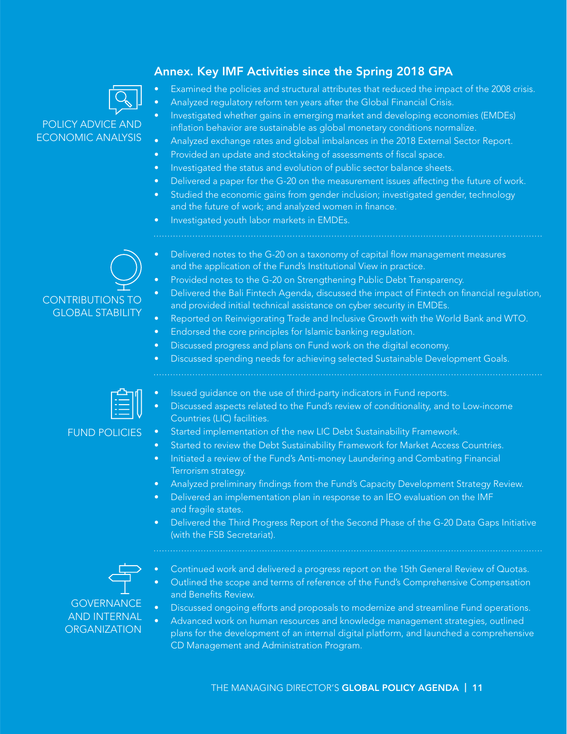## Annex. Key IMF Activities since the Spring 2018 GPA

### POLICY ADVICE AND ECONOMIC ANALYSIS

- Examined the policies and structural attributes that reduced the impact of the 2008 crisis.
- Analyzed regulatory reform ten years after the Global Financial Crisis.
- Investigated whether gains in emerging market and developing economies (EMDEs) inflation behavior are sustainable as global monetary conditions normalize.
- Analyzed exchange rates and global imbalances in the 2018 External Sector Report.
- Provided an update and stocktaking of assessments of fiscal space.
- Investigated the status and evolution of public sector balance sheets.
- Delivered a paper for the G-20 on the measurement issues affecting the future of work.
- Studied the economic gains from gender inclusion; investigated gender, technology and the future of work; and analyzed women in finance.
- Investigated youth labor markets in EMDEs.

### CONTRIBUTIONS TO GLOBAL STABILITY

- Delivered notes to the G-20 on a taxonomy of capital flow management measures and the application of the Fund's Institutional View in practice.
- Provided notes to the G-20 on Strengthening Public Debt Transparency.
- Delivered the Bali Fintech Agenda, discussed the impact of Fintech on financial regulation, and provided initial technical assistance on cyber security in EMDEs.
- Reported on Reinvigorating Trade and Inclusive Growth with the World Bank and WTO.
- Endorsed the core principles for Islamic banking regulation.
- Discussed progress and plans on Fund work on the digital economy.
- Discussed spending needs for achieving selected Sustainable Development Goals.

### FUND POLICIES

- Issued guidance on the use of third-party indicators in Fund reports.
- Discussed aspects related to the Fund's review of conditionality, and to Low-income Countries (LIC) facilities.
- Started implementation of the new LIC Debt Sustainability Framework.
- Started to review the Debt Sustainability Framework for Market Access Countries.
- Initiated a review of the Fund's Anti-money Laundering and Combating Financial Terrorism strategy.
- Analyzed preliminary findings from the Fund's Capacity Development Strategy Review.
- Delivered an implementation plan in response to an IEO evaluation on the IMF and fragile states.
- Delivered the Third Progress Report of the Second Phase of the G-20 Data Gaps Initiative (with the FSB Secretariat).

### GOVERNANCE AND INTERNAL ORGANIZATION

- Continued work and delivered a progress report on the 15th General Review of Quotas.
- Outlined the scope and terms of reference of the Fund's Comprehensive Compensation and Benefits Review.
- Discussed ongoing efforts and proposals to modernize and streamline Fund operations.
- Advanced work on human resources and knowledge management strategies, outlined plans for the development of an internal digital platform, and launched a comprehensive CD Management and Administration Program.